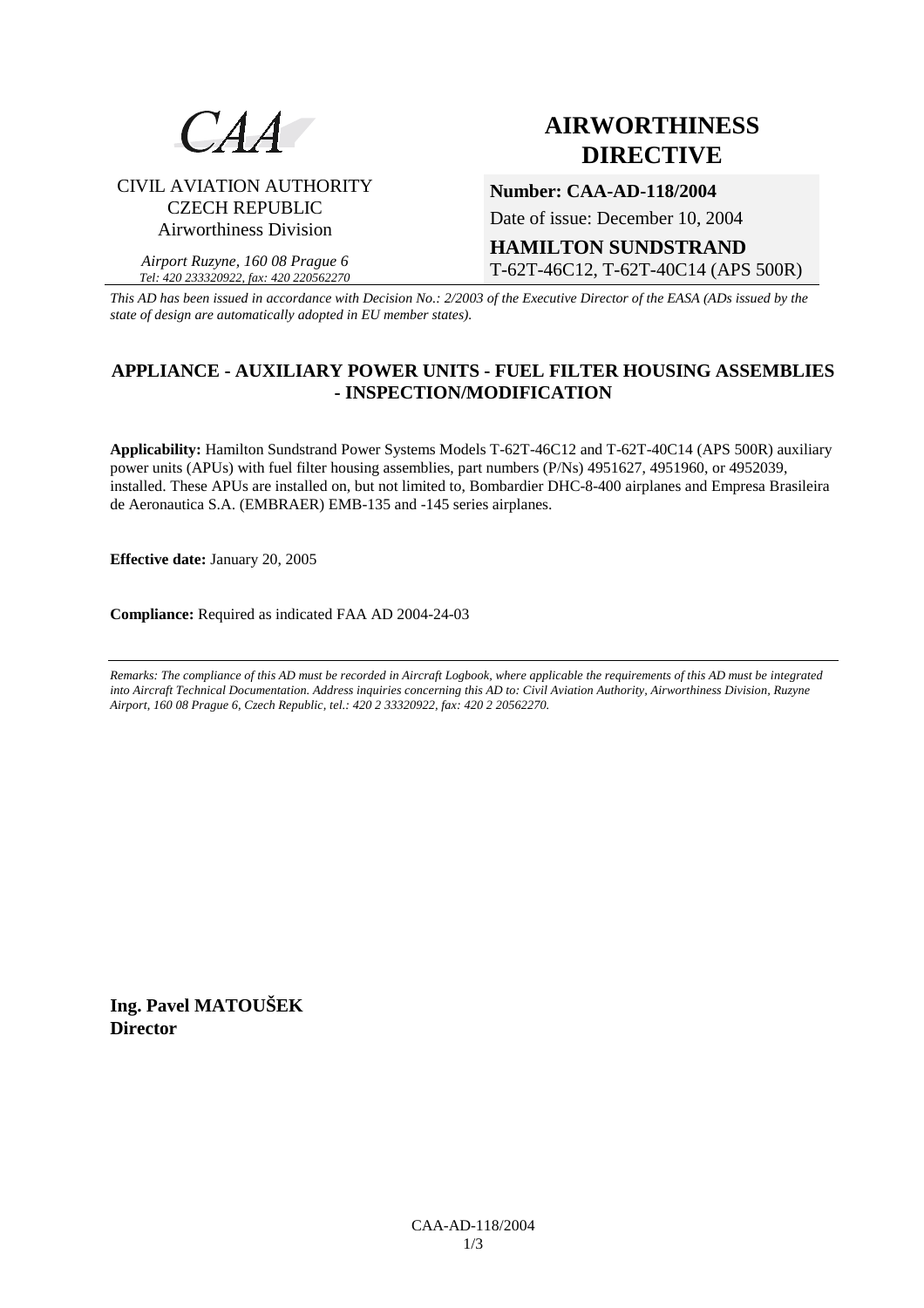CAA

CIVIL AVIATION AUTHORITY
CZECH REPUBLIC
Airworthiness Division

*Airport Ruzyne, 160 08 Prague 6*
*Tel: 420 233320922, fax: 420 220562270*

# AIRWORTHINESS DIRECTIVE

**Number: CAA-AD-118/2004**

Date of issue: December 10, 2004

**HAMILTON SUNDSTRAND**
T-62T-46C12, T-62T-40C14 (APS 500R)

*This AD has been issued in accordance with Decision No.: 2/2003 of the Executive Director of the EASA (ADs issued by the state of design are automatically adopted in EU member states).*

## APPLIANCE - AUXILIARY POWER UNITS - FUEL FILTER HOUSING ASSEMBLIES - INSPECTION/MODIFICATION

**Applicability:** Hamilton Sundstrand Power Systems Models T-62T-46C12 and T-62T-40C14 (APS 500R) auxiliary power units (APUs) with fuel filter housing assemblies, part numbers (P/Ns) 4951627, 4951960, or 4952039, installed. These APUs are installed on, but not limited to, Bombardier DHC-8-400 airplanes and Empresa Brasileira de Aeronautica S.A. (EMBRAER) EMB-135 and -145 series airplanes.

**Effective date:** January 20, 2005

**Compliance:** Required as indicated FAA AD 2004-24-03

---

*Remarks: The compliance of this AD must be recorded in Aircraft Logbook, where applicable the requirements of this AD must be integrated into Aircraft Technical Documentation. Address inquiries concerning this AD to: Civil Aviation Authority, Airworthiness Division, Ruzyne Airport, 160 08 Prague 6, Czech Republic, tel.: 420 2 33320922, fax: 420 2 20562270.*

**Ing. Pavel MATOUŠEK**
**Director**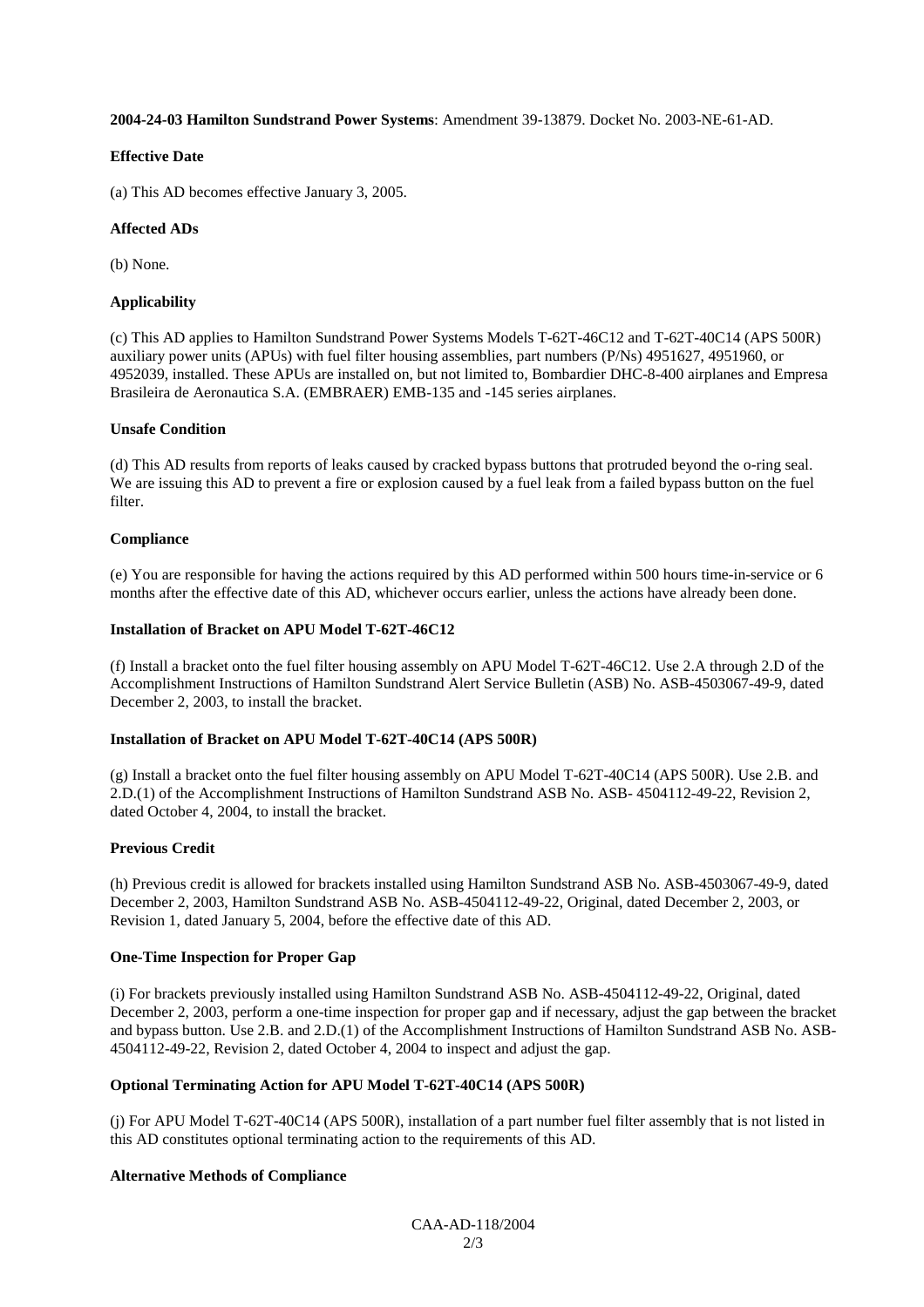**2004-24-03 Hamilton Sundstrand Power Systems**: Amendment 39-13879. Docket No. 2003-NE-61-AD.

**Effective Date**

(a) This AD becomes effective January 3, 2005.

**Affected ADs**

(b) None.

**Applicability**

(c) This AD applies to Hamilton Sundstrand Power Systems Models T-62T-46C12 and T-62T-40C14 (APS 500R) auxiliary power units (APUs) with fuel filter housing assemblies, part numbers (P/Ns) 4951627, 4951960, or 4952039, installed. These APUs are installed on, but not limited to, Bombardier DHC-8-400 airplanes and Empresa Brasileira de Aeronautica S.A. (EMBRAER) EMB-135 and -145 series airplanes.

**Unsafe Condition**

(d) This AD results from reports of leaks caused by cracked bypass buttons that protruded beyond the o-ring seal. We are issuing this AD to prevent a fire or explosion caused by a fuel leak from a failed bypass button on the fuel filter.

**Compliance**

(e) You are responsible for having the actions required by this AD performed within 500 hours time-in-service or 6 months after the effective date of this AD, whichever occurs earlier, unless the actions have already been done.

**Installation of Bracket on APU Model T-62T-46C12**

(f) Install a bracket onto the fuel filter housing assembly on APU Model T-62T-46C12. Use 2.A through 2.D of the Accomplishment Instructions of Hamilton Sundstrand Alert Service Bulletin (ASB) No. ASB-4503067-49-9, dated December 2, 2003, to install the bracket.

**Installation of Bracket on APU Model T-62T-40C14 (APS 500R)**

(g) Install a bracket onto the fuel filter housing assembly on APU Model T-62T-40C14 (APS 500R). Use 2.B. and 2.D.(1) of the Accomplishment Instructions of Hamilton Sundstrand ASB No. ASB- 4504112-49-22, Revision 2, dated October 4, 2004, to install the bracket.

**Previous Credit**

(h) Previous credit is allowed for brackets installed using Hamilton Sundstrand ASB No. ASB-4503067-49-9, dated December 2, 2003, Hamilton Sundstrand ASB No. ASB-4504112-49-22, Original, dated December 2, 2003, or Revision 1, dated January 5, 2004, before the effective date of this AD.

**One-Time Inspection for Proper Gap**

(i) For brackets previously installed using Hamilton Sundstrand ASB No. ASB-4504112-49-22, Original, dated December 2, 2003, perform a one-time inspection for proper gap and if necessary, adjust the gap between the bracket and bypass button. Use 2.B. and 2.D.(1) of the Accomplishment Instructions of Hamilton Sundstrand ASB No. ASB-4504112-49-22, Revision 2, dated October 4, 2004 to inspect and adjust the gap.

**Optional Terminating Action for APU Model T-62T-40C14 (APS 500R)**

(j) For APU Model T-62T-40C14 (APS 500R), installation of a part number fuel filter assembly that is not listed in this AD constitutes optional terminating action to the requirements of this AD.

**Alternative Methods of Compliance**

CAA-AD-118/2004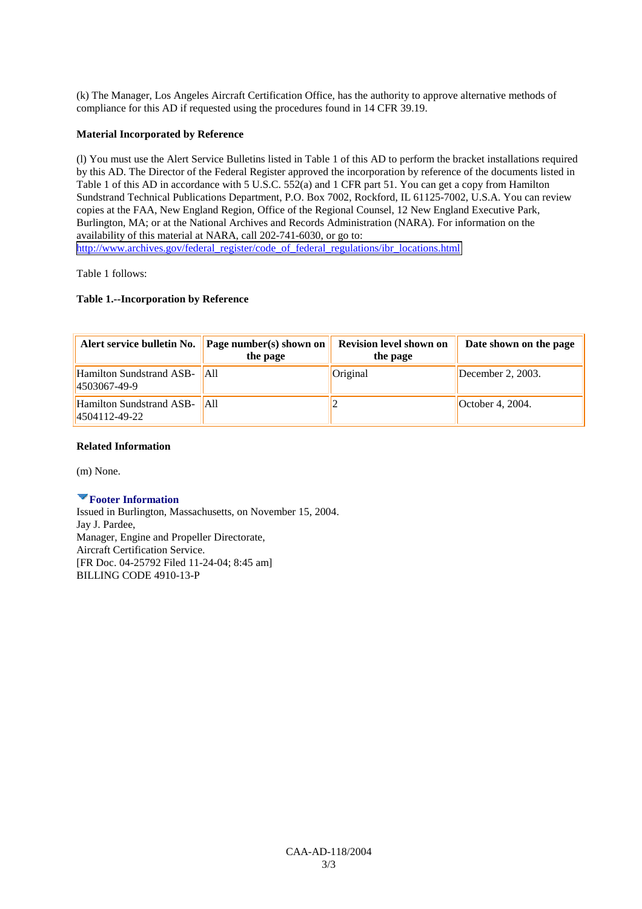(k) The Manager, Los Angeles Aircraft Certification Office, has the authority to approve alternative methods of compliance for this AD if requested using the procedures found in 14 CFR 39.19.

**Material Incorporated by Reference**

(l) You must use the Alert Service Bulletins listed in Table 1 of this AD to perform the bracket installations required by this AD. The Director of the Federal Register approved the incorporation by reference of the documents listed in Table 1 of this AD in accordance with 5 U.S.C. 552(a) and 1 CFR part 51. You can get a copy from Hamilton Sundstrand Technical Publications Department, P.O. Box 7002, Rockford, IL 61125-7002, U.S.A. You can review copies at the FAA, New England Region, Office of the Regional Counsel, 12 New England Executive Park, Burlington, MA; or at the National Archives and Records Administration (NARA). For information on the availability of this material at NARA, call 202-741-6030, or go to: http://www.archives.gov/federal_register/code_of_federal_regulations/ibr_locations.html

Table 1 follows:

**Table 1.--Incorporation by Reference**

| Alert service bulletin No. | Page number(s) shown on the page | Revision level shown on the page | Date shown on the page |
|---|---|---|---|
| Hamilton Sundstrand ASB-4503067-49-9 | All | Original | December 2, 2003. |
| Hamilton Sundstrand ASB-4504112-49-22 | All | 2 | October 4, 2004. |

**Related Information**

(m) None.

**Footer Information**

Issued in Burlington, Massachusetts, on November 15, 2004.
Jay J. Pardee,
Manager, Engine and Propeller Directorate,
Aircraft Certification Service.
[FR Doc. 04-25792 Filed 11-24-04; 8:45 am]
BILLING CODE 4910-13-P